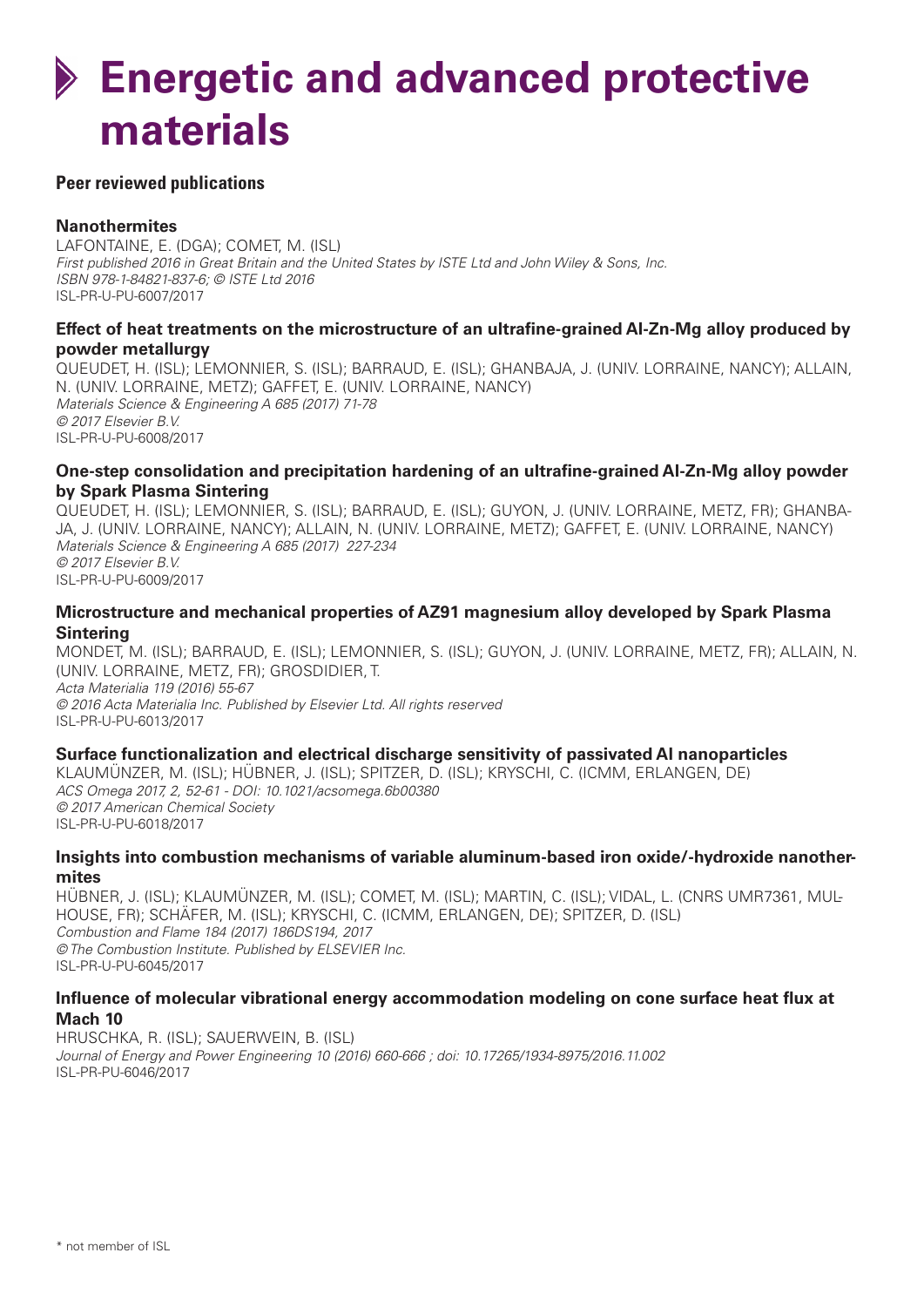# Energetic and advanced protective materials

## Peer reviewed publications

### Nanothermites

LAFONTAINE, E. (DGA); COMET, M. (ISL)
*First published 2016 in Great Britain and the United States by ISTE Ltd and John Wiley & Sons, Inc.*
*ISBN 978-1-84821-837-6; © ISTE Ltd 2016*
ISL-PR-U-PU-6007/2017

### Effect of heat treatments on the microstructure of an ultrafine-grained Al-Zn-Mg alloy produced by powder metallurgy

QUEUDET, H. (ISL); LEMONNIER, S. (ISL); BARRAUD, E. (ISL); GHANBAJA, J. (UNIV. LORRAINE, NANCY); ALLAIN, N. (UNIV. LORRAINE, METZ); GAFFET, E. (UNIV. LORRAINE, NANCY)
*Materials Science & Engineering A 685 (2017) 71-78*
*© 2017 Elsevier B.V.*
ISL-PR-U-PU-6008/2017

### One-step consolidation and precipitation hardening of an ultrafine-grained Al-Zn-Mg alloy powder by Spark Plasma Sintering

QUEUDET, H. (ISL); LEMONNIER, S. (ISL); BARRAUD, E. (ISL); GUYON, J. (UNIV. LORRAINE, METZ, FR); GHANBAJA, J. (UNIV. LORRAINE, NANCY); ALLAIN, N. (UNIV. LORRAINE, METZ); GAFFET, E. (UNIV. LORRAINE, NANCY)
*Materials Science & Engineering A 685 (2017) 227-234*
*© 2017 Elsevier B.V.*
ISL-PR-U-PU-6009/2017

### Microstructure and mechanical properties of AZ91 magnesium alloy developed by Spark Plasma Sintering

MONDET, M. (ISL); BARRAUD, E. (ISL); LEMONNIER, S. (ISL); GUYON, J. (UNIV. LORRAINE, METZ, FR); ALLAIN, N. (UNIV. LORRAINE, METZ, FR); GROSDIDIER, T.
*Acta Materialia 119 (2016) 55-67*
*© 2016 Acta Materialia Inc. Published by Elsevier Ltd. All rights reserved*
ISL-PR-U-PU-6013/2017

### Surface functionalization and electrical discharge sensitivity of passivated Al nanoparticles

KLAUMÜNZER, M. (ISL); HÜBNER, J. (ISL); SPITZER, D. (ISL); KRYSCHI, C. (ICMM, ERLANGEN, DE)
*ACS Omega 2017, 2, 52-61 - DOI: 10.1021/acsomega.6b00380*
*© 2017 American Chemical Society*
ISL-PR-U-PU-6018/2017

### Insights into combustion mechanisms of variable aluminum-based iron oxide/-hydroxide nanothermites

HÜBNER, J. (ISL); KLAUMÜNZER, M. (ISL); COMET, M. (ISL); MARTIN, C. (ISL); VIDAL, L. (CNRS UMR7361, MULHOUSE, FR); SCHÄFER, M. (ISL); KRYSCHI, C. (ICMM, ERLANGEN, DE); SPITZER, D. (ISL)
*Combustion and Flame 184 (2017) 186DS194, 2017*
*© The Combustion Institute. Published by ELSEVIER Inc.*
ISL-PR-U-PU-6045/2017

### Influence of molecular vibrational energy accommodation modeling on cone surface heat flux at Mach 10

HRUSCHKA, R. (ISL); SAUERWEIN, B. (ISL)
*Journal of Energy and Power Engineering 10 (2016) 660-666 ; doi: 10.17265/1934-8975/2016.11.002*
ISL-PR-PU-6046/2017

\* not member of ISL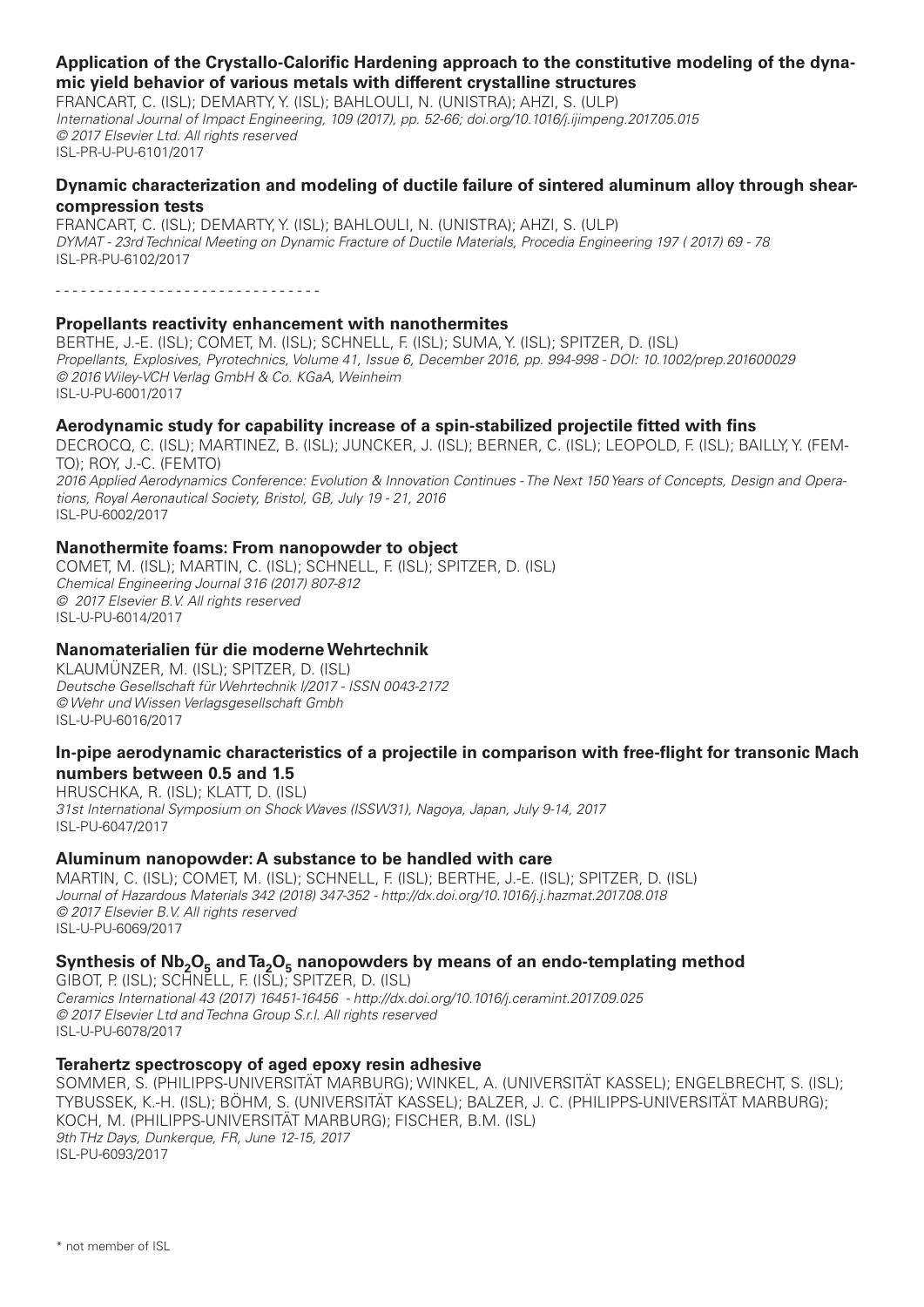**Application of the Crystallo-Calorific Hardening approach to the constitutive modeling of the dynamic yield behavior of various metals with different crystalline structures**

FRANCART, C. (ISL); DEMARTY, Y. (ISL); BAHLOULI, N. (UNISTRA); AHZI, S. (ULP)
*International Journal of Impact Engineering, 109 (2017), pp. 52-66; doi.org/10.1016/j.ijimpeng.2017.05.015*
*© 2017 Elsevier Ltd. All rights reserved*
ISL-PR-U-PU-6101/2017

**Dynamic characterization and modeling of ductile failure of sintered aluminum alloy through shear-compression tests**

FRANCART, C. (ISL); DEMARTY, Y. (ISL); BAHLOULI, N. (UNISTRA); AHZI, S. (ULP)
*DYMAT - 23rd Technical Meeting on Dynamic Fracture of Ductile Materials, Procedia Engineering 197 ( 2017) 69 - 78*
ISL-PR-PU-6102/2017

- - - - - - - - - - - - - - - - - - - - - - - - - - - - - - -

**Propellants reactivity enhancement with nanothermites**

BERTHE, J.-E. (ISL); COMET, M. (ISL); SCHNELL, F. (ISL); SUMA, Y. (ISL); SPITZER, D. (ISL)
*Propellants, Explosives, Pyrotechnics, Volume 41, Issue 6, December 2016, pp. 994-998 - DOI: 10.1002/prep.201600029*
*© 2016 Wiley-VCH Verlag GmbH & Co. KGaA, Weinheim*
ISL-U-PU-6001/2017

**Aerodynamic study for capability increase of a spin-stabilized projectile fitted with fins**

DECROCQ, C. (ISL); MARTINEZ, B. (ISL); JUNCKER, J. (ISL); BERNER, C. (ISL); LEOPOLD, F. (ISL); BAILLY, Y. (FEMTO); ROY, J.-C. (FEMTO)
*2016 Applied Aerodynamics Conference: Evolution & Innovation Continues - The Next 150 Years of Concepts, Design and Operations, Royal Aeronautical Society, Bristol, GB, July 19 - 21, 2016*
ISL-PU-6002/2017

**Nanothermite foams: From nanopowder to object**

COMET, M. (ISL); MARTIN, C. (ISL); SCHNELL, F. (ISL); SPITZER, D. (ISL)
*Chemical Engineering Journal 316 (2017) 807-812*
*© 2017 Elsevier B.V. All rights reserved*
ISL-U-PU-6014/2017

**Nanomaterialien für die moderne Wehrtechnik**

KLAUMÜNZER, M. (ISL); SPITZER, D. (ISL)
*Deutsche Gesellschaft für Wehrtechnik I/2017 - ISSN 0043-2172*
*© Wehr und Wissen Verlagsgesellschaft Gmbh*
ISL-U-PU-6016/2017

**In-pipe aerodynamic characteristics of a projectile in comparison with free-flight for transonic Mach numbers between 0.5 and 1.5**

HRUSCHKA, R. (ISL); KLATT, D. (ISL)
*31st International Symposium on Shock Waves (ISSW31), Nagoya, Japan, July 9-14, 2017*
ISL-PU-6047/2017

**Aluminum nanopowder: A substance to be handled with care**

MARTIN, C. (ISL); COMET, M. (ISL); SCHNELL, F. (ISL); BERTHE, J.-E. (ISL); SPITZER, D. (ISL)
*Journal of Hazardous Materials 342 (2018) 347-352 - http://dx.doi.org/10.1016/j.j.hazmat.2017.08.018*
*© 2017 Elsevier B.V. All rights reserved*
ISL-U-PU-6069/2017

**Synthesis of $Nb_2O_5$ and $Ta_2O_5$ nanopowders by means of an endo-templating method**

GIBOT, P. (ISL); SCHNELL, F. (ISL); SPITZER, D. (ISL)
*Ceramics International 43 (2017) 16451-16456 - http://dx.doi.org/10.1016/j.ceramint.2017.09.025*
*© 2017 Elsevier Ltd and Techna Group S.r.l. All rights reserved*
ISL-U-PU-6078/2017

**Terahertz spectroscopy of aged epoxy resin adhesive**

SOMMER, S. (PHILIPPS-UNIVERSITÄT MARBURG); WINKEL, A. (UNIVERSITÄT KASSEL); ENGELBRECHT, S. (ISL); TYBUSSEK, K.-H. (ISL); BÖHM, S. (UNIVERSITÄT KASSEL); BALZER, J. C. (PHILIPPS-UNIVERSITÄT MARBURG); KOCH, M. (PHILIPPS-UNIVERSITÄT MARBURG); FISCHER, B.M. (ISL)
*9th THz Days, Dunkerque, FR, June 12-15, 2017*
ISL-PU-6093/2017

\* not member of ISL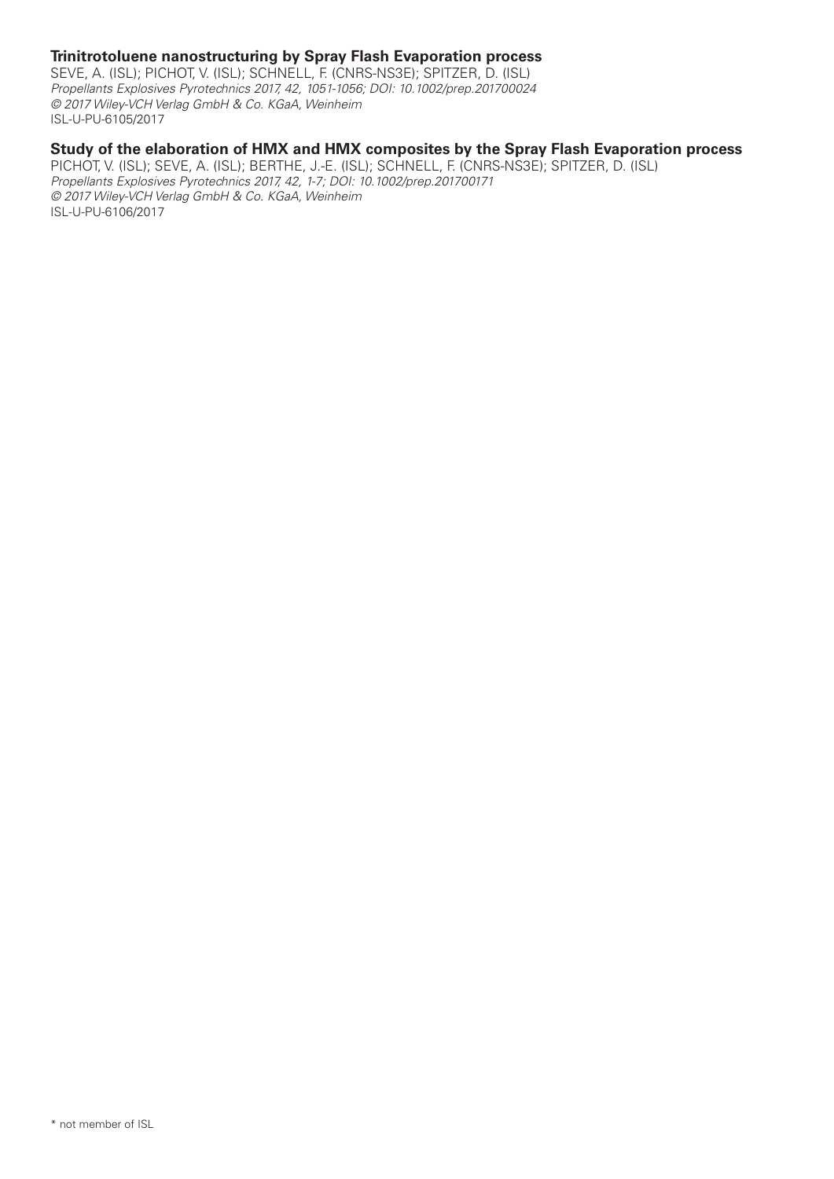**Trinitrotoluene nanostructuring by Spray Flash Evaporation process**
SEVE, A. (ISL); PICHOT, V. (ISL); SCHNELL, F. (CNRS-NS3E); SPITZER, D. (ISL)
*Propellants Explosives Pyrotechnics 2017, 42, 1051-1056; DOI: 10.1002/prep.201700024*
*© 2017 Wiley-VCH Verlag GmbH & Co. KGaA, Weinheim*
ISL-U-PU-6105/2017

**Study of the elaboration of HMX and HMX composites by the Spray Flash Evaporation process**
PICHOT, V. (ISL); SEVE, A. (ISL); BERTHE, J.-E. (ISL); SCHNELL, F. (CNRS-NS3E); SPITZER, D. (ISL)
*Propellants Explosives Pyrotechnics 2017, 42, 1-7; DOI: 10.1002/prep.201700171*
*© 2017 Wiley-VCH Verlag GmbH & Co. KGaA, Weinheim*
ISL-U-PU-6106/2017

\* not member of ISL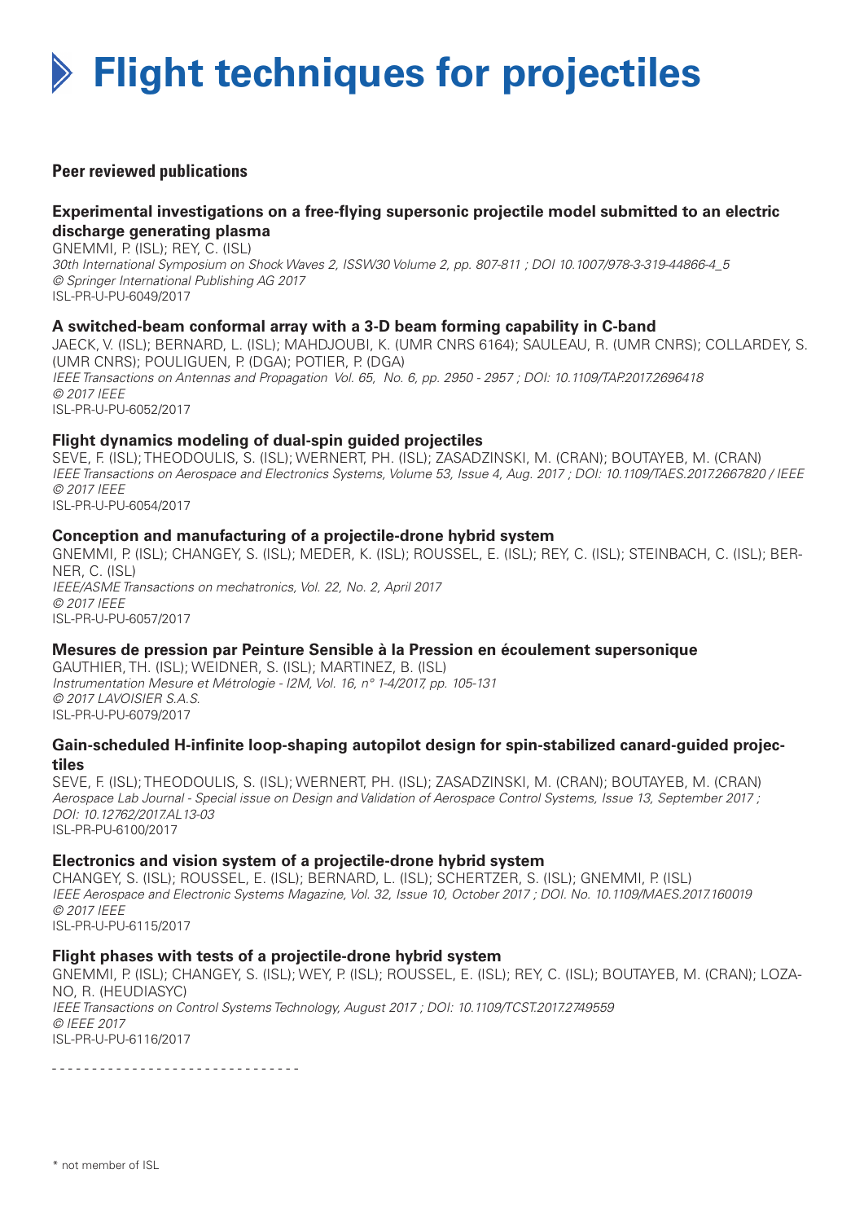# Flight techniques for projectiles

## Peer reviewed publications

### Experimental investigations on a free-flying supersonic projectile model submitted to an electric discharge generating plasma

GNEMMI, P. (ISL); REY, C. (ISL)
*30th International Symposium on Shock Waves 2, ISSW30 Volume 2, pp. 807-811 ; DOI 10.1007/978-3-319-44866-4_5*
*© Springer International Publishing AG 2017*
ISL-PR-U-PU-6049/2017

### A switched-beam conformal array with a 3-D beam forming capability in C-band

JAECK, V. (ISL); BERNARD, L. (ISL); MAHDJOUBI, K. (UMR CNRS 6164); SAULEAU, R. (UMR CNRS); COLLARDEY, S. (UMR CNRS); POULIGUEN, P. (DGA); POTIER, P. (DGA)
*IEEE Transactions on Antennas and Propagation Vol. 65, No. 6, pp. 2950 - 2957 ; DOI: 10.1109/TAP.2017.2696418*
*© 2017 IEEE*
ISL-PR-U-PU-6052/2017

### Flight dynamics modeling of dual-spin guided projectiles

SEVE, F. (ISL); THEODOULIS, S. (ISL); WERNERT, PH. (ISL); ZASADZINSKI, M. (CRAN); BOUTAYEB, M. (CRAN)
*IEEE Transactions on Aerospace and Electronics Systems, Volume 53, Issue 4, Aug. 2017 ; DOI: 10.1109/TAES.2017.2667820 / IEEE*
*© 2017 IEEE*
ISL-PR-U-PU-6054/2017

### Conception and manufacturing of a projectile-drone hybrid system

GNEMMI, P. (ISL); CHANGEY, S. (ISL); MEDER, K. (ISL); ROUSSEL, E. (ISL); REY, C. (ISL); STEINBACH, C. (ISL); BERNER, C. (ISL)
*IEEE/ASME Transactions on mechatronics, Vol. 22, No. 2, April 2017*
*© 2017 IEEE*
ISL-PR-U-PU-6057/2017

### Mesures de pression par Peinture Sensible à la Pression en écoulement supersonique

GAUTHIER, TH. (ISL); WEIDNER, S. (ISL); MARTINEZ, B. (ISL)
*Instrumentation Mesure et Métrologie - I2M, Vol. 16, n° 1-4/2017, pp. 105-131*
*© 2017 LAVOISIER S.A.S.*
ISL-PR-U-PU-6079/2017

### Gain-scheduled H-infinite loop-shaping autopilot design for spin-stabilized canard-guided projectiles

SEVE, F. (ISL); THEODOULIS, S. (ISL); WERNERT, PH. (ISL); ZASADZINSKI, M. (CRAN); BOUTAYEB, M. (CRAN)
*Aerospace Lab Journal - Special issue on Design and Validation of Aerospace Control Systems, Issue 13, September 2017 ; DOI: 10.12762/2017.AL13-03*
ISL-PR-PU-6100/2017

### Electronics and vision system of a projectile-drone hybrid system

CHANGEY, S. (ISL); ROUSSEL, E. (ISL); BERNARD, L. (ISL); SCHERTZER, S. (ISL); GNEMMI, P. (ISL)
*IEEE Aerospace and Electronic Systems Magazine, Vol. 32, Issue 10, October 2017 ; DOI. No. 10.1109/MAES.2017.160019*
*© 2017 IEEE*
ISL-PR-U-PU-6115/2017

### Flight phases with tests of a projectile-drone hybrid system

GNEMMI, P. (ISL); CHANGEY, S. (ISL); WEY, P. (ISL); ROUSSEL, E. (ISL); REY, C. (ISL); BOUTAYEB, M. (CRAN); LOZANO, R. (HEUDIASYC)
*IEEE Transactions on Control Systems Technology, August 2017 ; DOI: 10.1109/TCST.2017.2749559*
*© IEEE 2017*
ISL-PR-U-PU-6116/2017

\* not member of ISL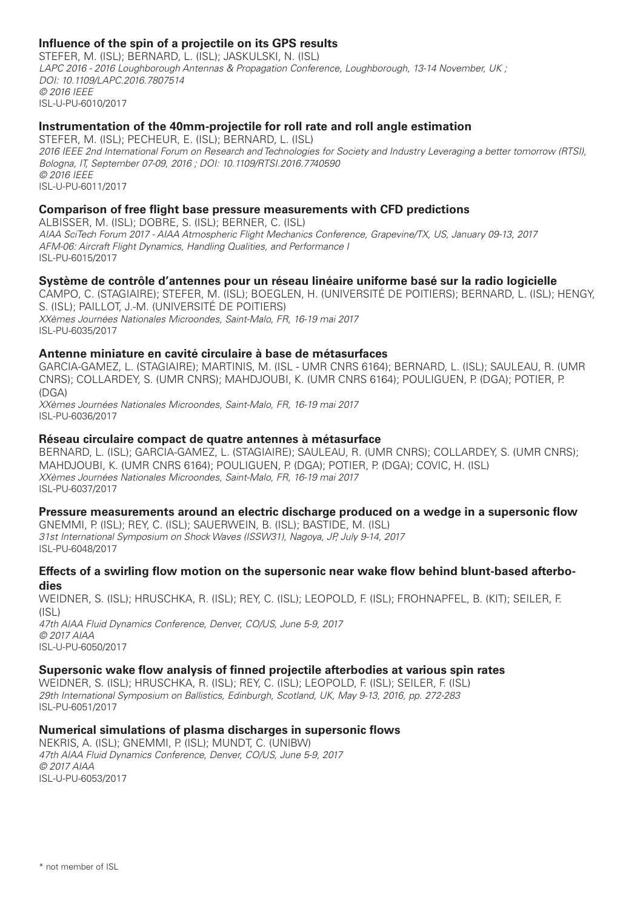**Influence of the spin of a projectile on its GPS results**
STEFER, M. (ISL); BERNARD, L. (ISL); JASKULSKI, N. (ISL)
*LAPC 2016 - 2016 Loughborough Antennas & Propagation Conference, Loughborough, 13-14 November, UK ;*
*DOI: 10.1109/LAPC.2016.7807514*
*© 2016 IEEE*
ISL-U-PU-6010/2017

**Instrumentation of the 40mm-projectile for roll rate and roll angle estimation**
STEFER, M. (ISL); PECHEUR, E. (ISL); BERNARD, L. (ISL)
*2016 IEEE 2nd International Forum on Research and Technologies for Society and Industry Leveraging a better tomorrow (RTSI), Bologna, IT, September 07-09, 2016 ; DOI: 10.1109/RTSI.2016.7740590*
*© 2016 IEEE*
ISL-U-PU-6011/2017

**Comparison of free flight base pressure measurements with CFD predictions**
ALBISSER, M. (ISL); DOBRE, S. (ISL); BERNER, C. (ISL)
*AIAA SciTech Forum 2017 - AIAA Atmospheric Flight Mechanics Conference, Grapevine/TX, US, January 09-13, 2017*
*AFM-06: Aircraft Flight Dynamics, Handling Qualities, and Performance I*
ISL-PU-6015/2017

**Système de contrôle d'antennes pour un réseau linéaire uniforme basé sur la radio logicielle**
CAMPO, C. (STAGIAIRE); STEFER, M. (ISL); BOEGLEN, H. (UNIVERSITÉ DE POITIERS); BERNARD, L. (ISL); HENGY, S. (ISL); PAILLOT, J.-M. (UNIVERSITÉ DE POITIERS)
*XXèmes Journées Nationales Microondes, Saint-Malo, FR, 16-19 mai 2017*
ISL-PU-6035/2017

**Antenne miniature en cavité circulaire à base de métasurfaces**
GARCIA-GAMEZ, L. (STAGIAIRE); MARTINIS, M. (ISL - UMR CNRS 6164); BERNARD, L. (ISL); SAULEAU, R. (UMR CNRS); COLLARDEY, S. (UMR CNRS); MAHDJOUBI, K. (UMR CNRS 6164); POULIGUEN, P. (DGA); POTIER, P. (DGA)
*XXèmes Journées Nationales Microondes, Saint-Malo, FR, 16-19 mai 2017*
ISL-PU-6036/2017

**Réseau circulaire compact de quatre antennes à métasurface**
BERNARD, L. (ISL); GARCIA-GAMEZ, L. (STAGIAIRE); SAULEAU, R. (UMR CNRS); COLLARDEY, S. (UMR CNRS); MAHDJOUBI, K. (UMR CNRS 6164); POULIGUEN, P. (DGA); POTIER, P. (DGA); COVIC, H. (ISL)
*XXèmes Journées Nationales Microondes, Saint-Malo, FR, 16-19 mai 2017*
ISL-PU-6037/2017

**Pressure measurements around an electric discharge produced on a wedge in a supersonic flow**
GNEMMI, P. (ISL); REY, C. (ISL); SAUERWEIN, B. (ISL); BASTIDE, M. (ISL)
*31st International Symposium on Shock Waves (ISSW31), Nagoya, JP, July 9-14, 2017*
ISL-PU-6048/2017

**Effects of a swirling flow motion on the supersonic near wake flow behind blunt-based afterbodies**
WEIDNER, S. (ISL); HRUSCHKA, R. (ISL); REY, C. (ISL); LEOPOLD, F. (ISL); FROHNAPFEL, B. (KIT); SEILER, F. (ISL)
*47th AIAA Fluid Dynamics Conference, Denver, CO/US, June 5-9, 2017*
*© 2017 AIAA*
ISL-U-PU-6050/2017

**Supersonic wake flow analysis of finned projectile afterbodies at various spin rates**
WEIDNER, S. (ISL); HRUSCHKA, R. (ISL); REY, C. (ISL); LEOPOLD, F. (ISL); SEILER, F. (ISL)
*29th International Symposium on Ballistics, Edinburgh, Scotland, UK, May 9-13, 2016, pp. 272-283*
ISL-PU-6051/2017

**Numerical simulations of plasma discharges in supersonic flows**
NEKRIS, A. (ISL); GNEMMI, P. (ISL); MUNDT, C. (UNIBW)
*47th AIAA Fluid Dynamics Conference, Denver, CO/US, June 5-9, 2017*
*© 2017 AIAA*
ISL-U-PU-6053/2017

\* not member of ISL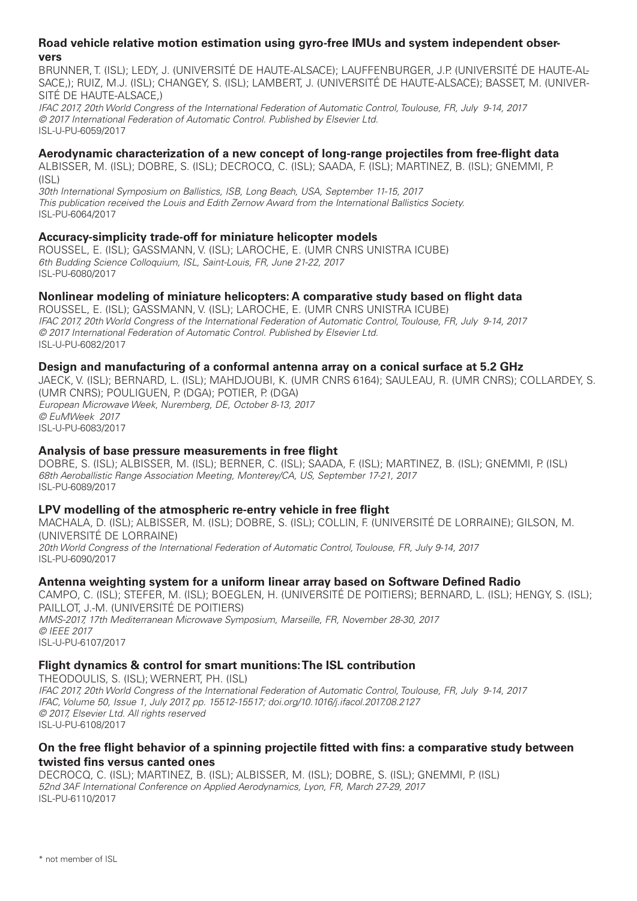**Road vehicle relative motion estimation using gyro-free IMUs and system independent observers**

BRUNNER, T. (ISL); LEDY, J. (UNIVERSITÉ DE HAUTE-ALSACE); LAUFFENBURGER, J.P. (UNIVERSITÉ DE HAUTE-ALSACE,); RUIZ, M.J. (ISL); CHANGEY, S. (ISL); LAMBERT, J. (UNIVERSITÉ DE HAUTE-ALSACE); BASSET, M. (UNIVERSITÉ DE HAUTE-ALSACE,)

*IFAC 2017, 20th World Congress of the International Federation of Automatic Control, Toulouse, FR, July 9-14, 2017*
*© 2017 International Federation of Automatic Control. Published by Elsevier Ltd.*
ISL-U-PU-6059/2017

**Aerodynamic characterization of a new concept of long-range projectiles from free-flight data**

ALBISSER, M. (ISL); DOBRE, S. (ISL); DECROCQ, C. (ISL); SAADA, F. (ISL); MARTINEZ, B. (ISL); GNEMMI, P. (ISL)

*30th International Symposium on Ballistics, ISB, Long Beach, USA, September 11-15, 2017*
*This publication received the Louis and Edith Zernow Award from the International Ballistics Society.*
ISL-PU-6064/2017

**Accuracy-simplicity trade-off for miniature helicopter models**

ROUSSEL, E. (ISL); GASSMANN, V. (ISL); LAROCHE, E. (UMR CNRS UNISTRA ICUBE)

*6th Budding Science Colloquium, ISL, Saint-Louis, FR, June 21-22, 2017*
ISL-PU-6080/2017

**Nonlinear modeling of miniature helicopters: A comparative study based on flight data**

ROUSSEL, E. (ISL); GASSMANN, V. (ISL); LAROCHE, E. (UMR CNRS UNISTRA ICUBE)

*IFAC 2017, 20th World Congress of the International Federation of Automatic Control, Toulouse, FR, July 9-14, 2017*
*© 2017 International Federation of Automatic Control. Published by Elsevier Ltd.*
ISL-U-PU-6082/2017

**Design and manufacturing of a conformal antenna array on a conical surface at 5.2 GHz**

JAECK, V. (ISL); BERNARD, L. (ISL); MAHDJOUBI, K. (UMR CNRS 6164); SAULEAU, R. (UMR CNRS); COLLARDEY, S. (UMR CNRS); POULIGUEN, P. (DGA); POTIER, P. (DGA)

*European Microwave Week, Nuremberg, DE, October 8-13, 2017*
*© EuMWeek 2017*
ISL-U-PU-6083/2017

**Analysis of base pressure measurements in free flight**

DOBRE, S. (ISL); ALBISSER, M. (ISL); BERNER, C. (ISL); SAADA, F. (ISL); MARTINEZ, B. (ISL); GNEMMI, P. (ISL)

*68th Aeroballistic Range Association Meeting, Monterey/CA, US, September 17-21, 2017*
ISL-PU-6089/2017

**LPV modelling of the atmospheric re-entry vehicle in free flight**

MACHALA, D. (ISL); ALBISSER, M. (ISL); DOBRE, S. (ISL); COLLIN, F. (UNIVERSITÉ DE LORRAINE); GILSON, M. (UNIVERSITÉ DE LORRAINE)

*20th World Congress of the International Federation of Automatic Control, Toulouse, FR, July 9-14, 2017*
ISL-PU-6090/2017

**Antenna weighting system for a uniform linear array based on Software Defined Radio**

CAMPO, C. (ISL); STEFER, M. (ISL); BOEGLEN, H. (UNIVERSITÉ DE POITIERS); BERNARD, L. (ISL); HENGY, S. (ISL); PAILLOT, J.-M. (UNIVERSITÉ DE POITIERS)

*MMS-2017, 17th Mediterranean Microwave Symposium, Marseille, FR, November 28-30, 2017*
*© IEEE 2017*
ISL-U-PU-6107/2017

**Flight dynamics & control for smart munitions: The ISL contribution**

THEODOULIS, S. (ISL); WERNERT, PH. (ISL)

*IFAC 2017, 20th World Congress of the International Federation of Automatic Control, Toulouse, FR, July 9-14, 2017*
*IFAC, Volume 50, Issue 1, July 2017, pp. 15512-15517; doi.org/10.1016/j.ifacol.2017.08.2127*
*© 2017, Elsevier Ltd. All rights reserved*
ISL-U-PU-6108/2017

**On the free flight behavior of a spinning projectile fitted with fins: a comparative study between twisted fins versus canted ones**

DECROCQ, C. (ISL); MARTINEZ, B. (ISL); ALBISSER, M. (ISL); DOBRE, S. (ISL); GNEMMI, P. (ISL)

*52nd 3AF International Conference on Applied Aerodynamics, Lyon, FR, March 27-29, 2017*
ISL-PU-6110/2017

* not member of ISL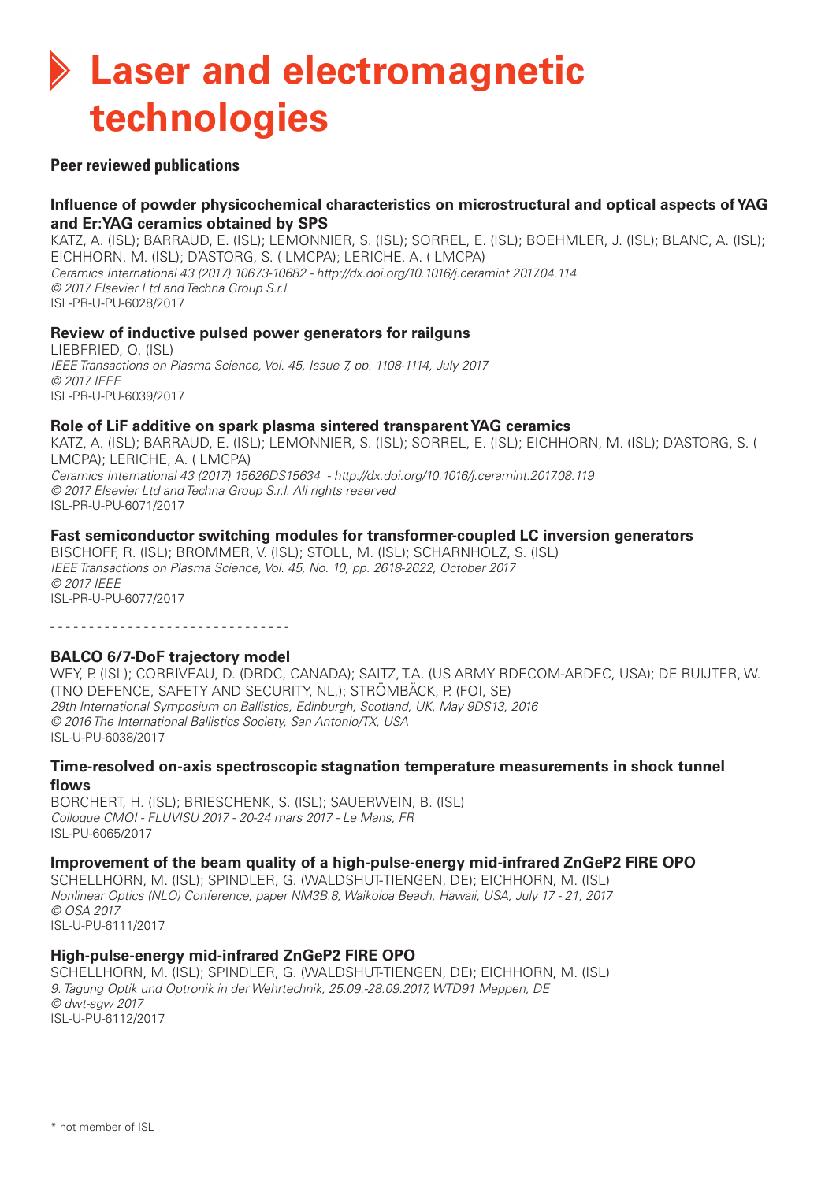# Laser and electromagnetic technologies

**Peer reviewed publications**

### Influence of powder physicochemical characteristics on microstructural and optical aspects of YAG and Er:YAG ceramics obtained by SPS

KATZ, A. (ISL); BARRAUD, E. (ISL); LEMONNIER, S. (ISL); SORREL, E. (ISL); BOEHMLER, J. (ISL); BLANC, A. (ISL); EICHHORN, M. (ISL); D'ASTORG, S. ( LMCPA); LERICHE, A. ( LMCPA)
*Ceramics International 43 (2017) 10673-10682 - http://dx.doi.org/10.1016/j.ceramint.2017.04.114*
*© 2017 Elsevier Ltd and Techna Group S.r.l.*
ISL-PR-U-PU-6028/2017

### Review of inductive pulsed power generators for railguns

LIEBFRIED, O. (ISL)
*IEEE Transactions on Plasma Science, Vol. 45, Issue 7, pp. 1108-1114, July 2017*
*© 2017 IEEE*
ISL-PR-U-PU-6039/2017

### Role of LiF additive on spark plasma sintered transparent YAG ceramics

KATZ, A. (ISL); BARRAUD, E. (ISL); LEMONNIER, S. (ISL); SORREL, E. (ISL); EICHHORN, M. (ISL); D'ASTORG, S. ( LMCPA); LERICHE, A. ( LMCPA)
*Ceramics International 43 (2017) 15626DS15634 - http://dx.doi.org/10.1016/j.ceramint.2017.08.119*
*© 2017 Elsevier Ltd and Techna Group S.r.l. All rights reserved*
ISL-PR-U-PU-6071/2017

### Fast semiconductor switching modules for transformer-coupled LC inversion generators

BISCHOFF, R. (ISL); BROMMER, V. (ISL); STOLL, M. (ISL); SCHARNHOLZ, S. (ISL)
*IEEE Transactions on Plasma Science, Vol. 45, No. 10, pp. 2618-2622, October 2017*
*© 2017 IEEE*
ISL-PR-U-PU-6077/2017

- - - - - - - - - - - - - - - - - - - - - - - - - - - - - - -

### BALCO 6/7-DoF trajectory model

WEY, P. (ISL); CORRIVEAU, D. (DRDC, CANADA); SAITZ, T.A. (US ARMY RDECOM-ARDEC, USA); DE RUIJTER, W. (TNO DEFENCE, SAFETY AND SECURITY, NL,); STRÖMBÄCK, P. (FOI, SE)
*29th International Symposium on Ballistics, Edinburgh, Scotland, UK, May 9DS13, 2016*
*© 2016 The International Ballistics Society, San Antonio/TX, USA*
ISL-U-PU-6038/2017

### Time-resolved on-axis spectroscopic stagnation temperature measurements in shock tunnel flows

BORCHERT, H. (ISL); BRIESCHENK, S. (ISL); SAUERWEIN, B. (ISL)
*Colloque CMOI - FLUVISU 2017 - 20-24 mars 2017 - Le Mans, FR*
ISL-PU-6065/2017

### Improvement of the beam quality of a high-pulse-energy mid-infrared ZnGeP2 FIRE OPO

SCHELLHORN, M. (ISL); SPINDLER, G. (WALDSHUT-TIENGEN, DE); EICHHORN, M. (ISL)
*Nonlinear Optics (NLO) Conference, paper NM3B.8, Waikoloa Beach, Hawaii, USA, July 17 - 21, 2017*
*© OSA 2017*
ISL-U-PU-6111/2017

### High-pulse-energy mid-infrared ZnGeP2 FIRE OPO

SCHELLHORN, M. (ISL); SPINDLER, G. (WALDSHUT-TIENGEN, DE); EICHHORN, M. (ISL)
*9. Tagung Optik und Optronik in der Wehrtechnik, 25.09.-28.09.2017, WTD91 Meppen, DE*
*© dwt-sgw 2017*
ISL-U-PU-6112/2017

\* not member of ISL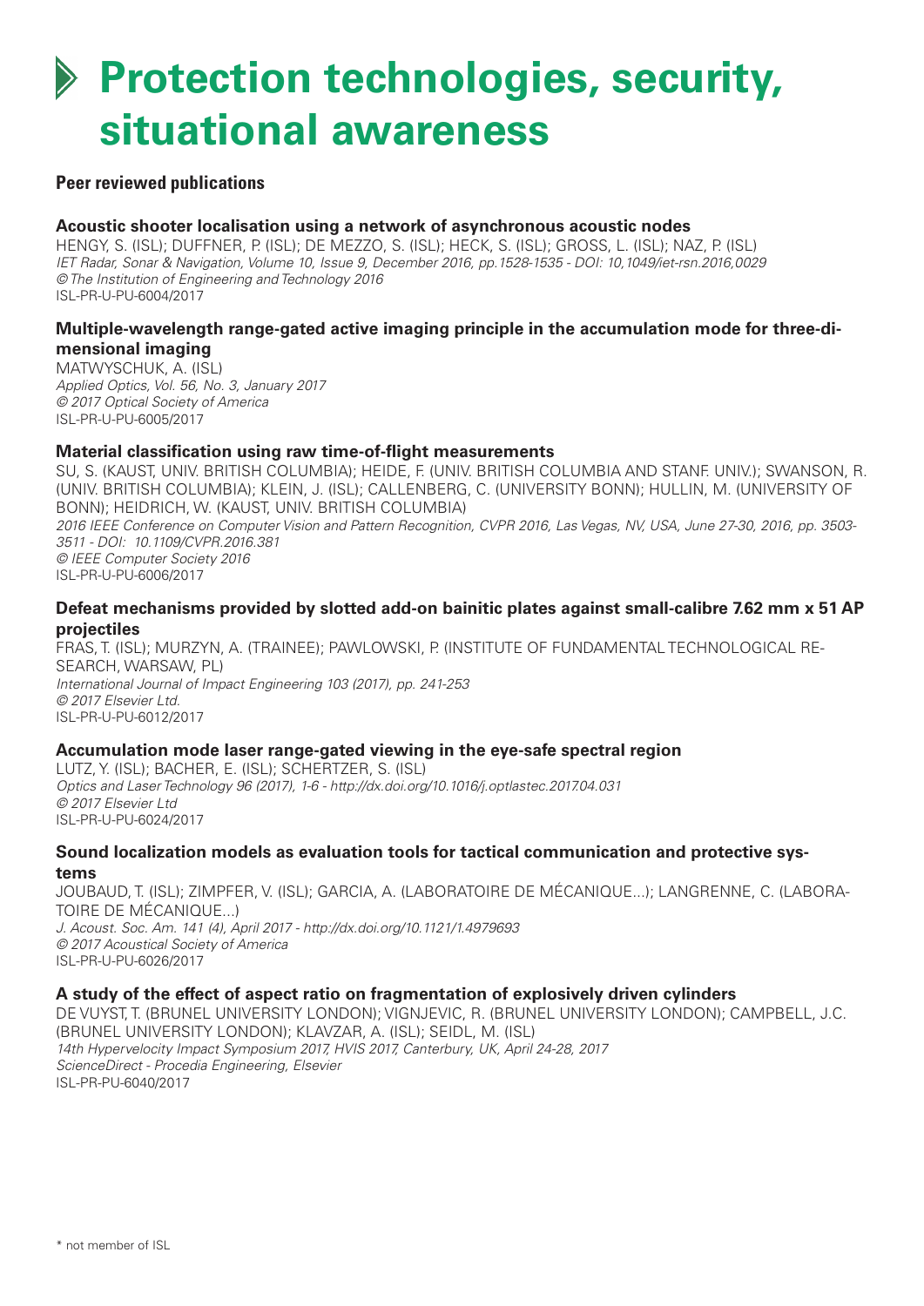# Protection technologies, security, situational awareness

## Peer reviewed publications

### Acoustic shooter localisation using a network of asynchronous acoustic nodes

HENGY, S. (ISL); DUFFNER, P. (ISL); DE MEZZO, S. (ISL); HECK, S. (ISL); GROSS, L. (ISL); NAZ, P. (ISL)
*IET Radar, Sonar & Navigation, Volume 10, Issue 9, December 2016, pp.1528-1535 - DOI: 10,1049/iet-rsn.2016,0029*
*© The Institution of Engineering and Technology 2016*
ISL-PR-U-PU-6004/2017

### Multiple-wavelength range-gated active imaging principle in the accumulation mode for three-dimensional imaging

MATWYSCHUK, A. (ISL)
*Applied Optics, Vol. 56, No. 3, January 2017*
*© 2017 Optical Society of America*
ISL-PR-U-PU-6005/2017

### Material classification using raw time-of-flight measurements

SU, S. (KAUST, UNIV. BRITISH COLUMBIA); HEIDE, F. (UNIV. BRITISH COLUMBIA AND STANF. UNIV.); SWANSON, R. (UNIV. BRITISH COLUMBIA); KLEIN, J. (ISL); CALLENBERG, C. (UNIVERSITY BONN); HULLIN, M. (UNIVERSITY OF BONN); HEIDRICH, W. (KAUST, UNIV. BRITISH COLUMBIA)
*2016 IEEE Conference on Computer Vision and Pattern Recognition, CVPR 2016, Las Vegas, NV, USA, June 27-30, 2016, pp. 3503-3511 - DOI: 10.1109/CVPR.2016.381*
*© IEEE Computer Society 2016*
ISL-PR-U-PU-6006/2017

### Defeat mechanisms provided by slotted add-on bainitic plates against small-calibre 7.62 mm x 51 AP projectiles

FRAS, T. (ISL); MURZYN, A. (TRAINEE); PAWLOWSKI, P. (INSTITUTE OF FUNDAMENTAL TECHNOLOGICAL RESEARCH, WARSAW, PL)
*International Journal of Impact Engineering 103 (2017), pp. 241-253*
*© 2017 Elsevier Ltd.*
ISL-PR-U-PU-6012/2017

### Accumulation mode laser range-gated viewing in the eye-safe spectral region

LUTZ, Y. (ISL); BACHER, E. (ISL); SCHERTZER, S. (ISL)
*Optics and Laser Technology 96 (2017), 1-6 - http://dx.doi.org/10.1016/j.optlastec.2017.04.031*
*© 2017 Elsevier Ltd*
ISL-PR-U-PU-6024/2017

### Sound localization models as evaluation tools for tactical communication and protective systems

JOUBAUD, T. (ISL); ZIMPFER, V. (ISL); GARCIA, A. (LABORATOIRE DE MÉCANIQUE...); LANGRENNE, C. (LABORATOIRE DE MÉCANIQUE...)
*J. Acoust. Soc. Am. 141 (4), April 2017 - http://dx.doi.org/10.1121/1.4979693*
*© 2017 Acoustical Society of America*
ISL-PR-U-PU-6026/2017

### A study of the effect of aspect ratio on fragmentation of explosively driven cylinders

DE VUYST, T. (BRUNEL UNIVERSITY LONDON); VIGNJEVIC, R. (BRUNEL UNIVERSITY LONDON); CAMPBELL, J.C. (BRUNEL UNIVERSITY LONDON); KLAVZAR, A. (ISL); SEIDL, M. (ISL)
*14th Hypervelocity Impact Symposium 2017, HVIS 2017, Canterbury, UK, April 24-28, 2017*
*ScienceDirect - Procedia Engineering, Elsevier*
ISL-PR-PU-6040/2017

\* not member of ISL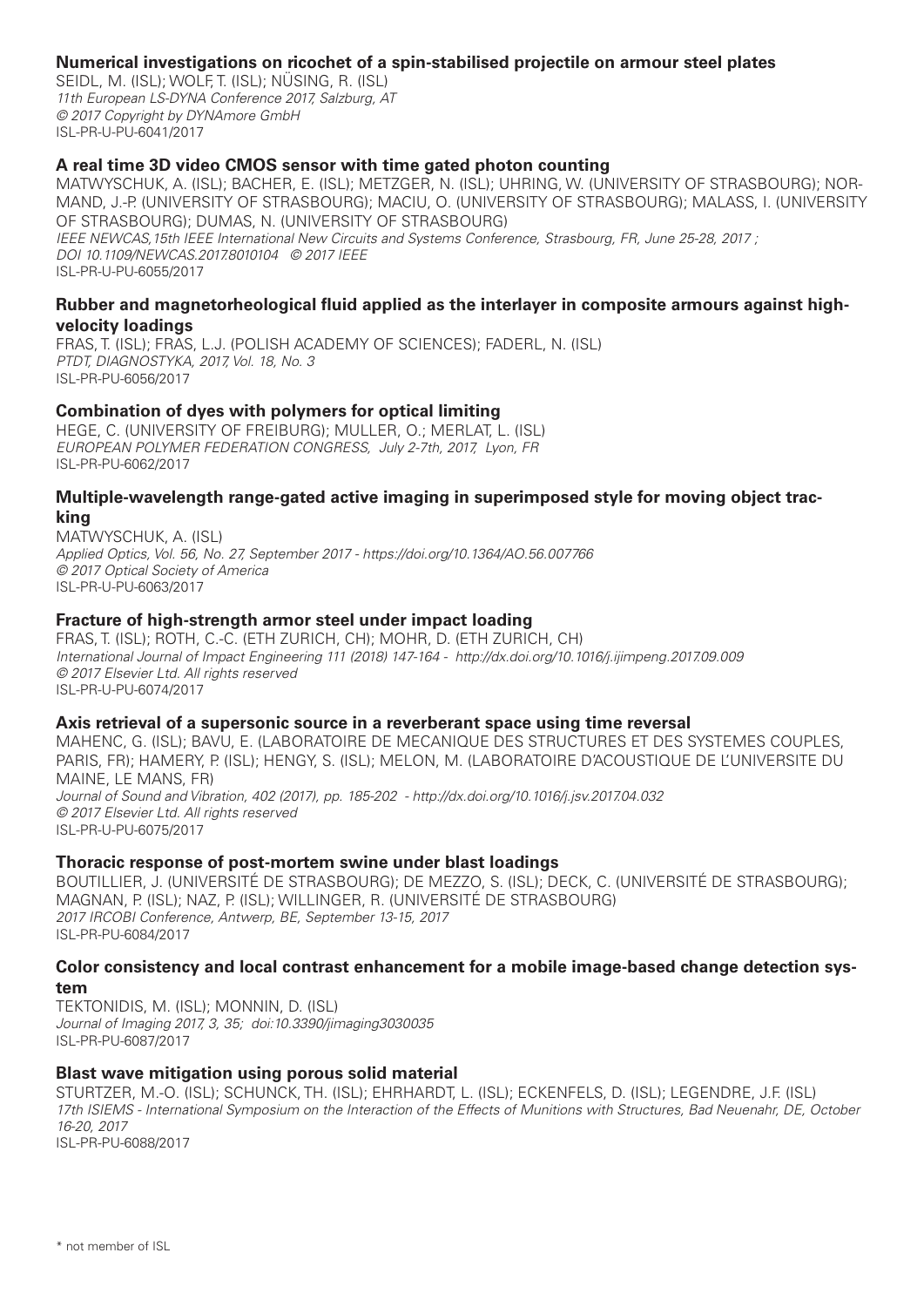**Numerical investigations on ricochet of a spin-stabilised projectile on armour steel plates**
SEIDL, M. (ISL); WOLF, T. (ISL); NÜSING, R. (ISL)
*11th European LS-DYNA Conference 2017, Salzburg, AT*
*© 2017 Copyright by DYNAmore GmbH*
ISL-PR-U-PU-6041/2017

**A real time 3D video CMOS sensor with time gated photon counting**
MATWYSCHUK, A. (ISL); BACHER, E. (ISL); METZGER, N. (ISL); UHRING, W. (UNIVERSITY OF STRASBOURG); NORMAND, J.-P. (UNIVERSITY OF STRASBOURG); MACIU, O. (UNIVERSITY OF STRASBOURG); MALASS, I. (UNIVERSITY OF STRASBOURG); DUMAS, N. (UNIVERSITY OF STRASBOURG)
*IEEE NEWCAS,15th IEEE International New Circuits and Systems Conference, Strasbourg, FR, June 25-28, 2017 ; DOI 10.1109/NEWCAS.2017.8010104 © 2017 IEEE*
ISL-PR-U-PU-6055/2017

**Rubber and magnetorheological fluid applied as the interlayer in composite armours against high-velocity loadings**
FRAS, T. (ISL); FRAS, L.J. (POLISH ACADEMY OF SCIENCES); FADERL, N. (ISL)
*PTDT, DIAGNOSTYKA, 2017, Vol. 18, No. 3*
ISL-PR-PU-6056/2017

**Combination of dyes with polymers for optical limiting**
HEGE, C. (UNIVERSITY OF FREIBURG); MULLER, O.; MERLAT, L. (ISL)
*EUROPEAN POLYMER FEDERATION CONGRESS, July 2-7th, 2017, Lyon, FR*
ISL-PR-PU-6062/2017

**Multiple-wavelength range-gated active imaging in superimposed style for moving object tracking**
MATWYSCHUK, A. (ISL)
*Applied Optics, Vol. 56, No. 27, September 2017 - https://doi.org/10.1364/AO.56.007766*
*© 2017 Optical Society of America*
ISL-PR-U-PU-6063/2017

**Fracture of high-strength armor steel under impact loading**
FRAS, T. (ISL); ROTH, C.-C. (ETH ZURICH, CH); MOHR, D. (ETH ZURICH, CH)
*International Journal of Impact Engineering 111 (2018) 147-164 - http://dx.doi.org/10.1016/j.ijimpeng.2017.09.009*
*© 2017 Elsevier Ltd. All rights reserved*
ISL-PR-U-PU-6074/2017

**Axis retrieval of a supersonic source in a reverberant space using time reversal**
MAHENC, G. (ISL); BAVU, E. (LABORATOIRE DE MECANIQUE DES STRUCTURES ET DES SYSTEMES COUPLES, PARIS, FR); HAMERY, P. (ISL); HENGY, S. (ISL); MELON, M. (LABORATOIRE D'ACOUSTIQUE DE L'UNIVERSITE DU MAINE, LE MANS, FR)
*Journal of Sound and Vibration, 402 (2017), pp. 185-202 - http://dx.doi.org/10.1016/j.jsv.2017.04.032*
*© 2017 Elsevier Ltd. All rights reserved*
ISL-PR-U-PU-6075/2017

**Thoracic response of post-mortem swine under blast loadings**
BOUTILLIER, J. (UNIVERSITÉ DE STRASBOURG); DE MEZZO, S. (ISL); DECK, C. (UNIVERSITÉ DE STRASBOURG); MAGNAN, P. (ISL); NAZ, P. (ISL); WILLINGER, R. (UNIVERSITÉ DE STRASBOURG)
*2017 IRCOBI Conference, Antwerp, BE, September 13-15, 2017*
ISL-PR-PU-6084/2017

**Color consistency and local contrast enhancement for a mobile image-based change detection system**
TEKTONIDIS, M. (ISL); MONNIN, D. (ISL)
*Journal of Imaging 2017, 3, 35; doi:10.3390/jimaging3030035*
ISL-PR-PU-6087/2017

**Blast wave mitigation using porous solid material**
STURTZER, M.-O. (ISL); SCHUNCK, TH. (ISL); EHRHARDT, L. (ISL); ECKENFELS, D. (ISL); LEGENDRE, J.F. (ISL)
*17th ISIEMS - International Symposium on the Interaction of the Effects of Munitions with Structures, Bad Neuenahr, DE, October 16-20, 2017*
ISL-PR-PU-6088/2017

* not member of ISL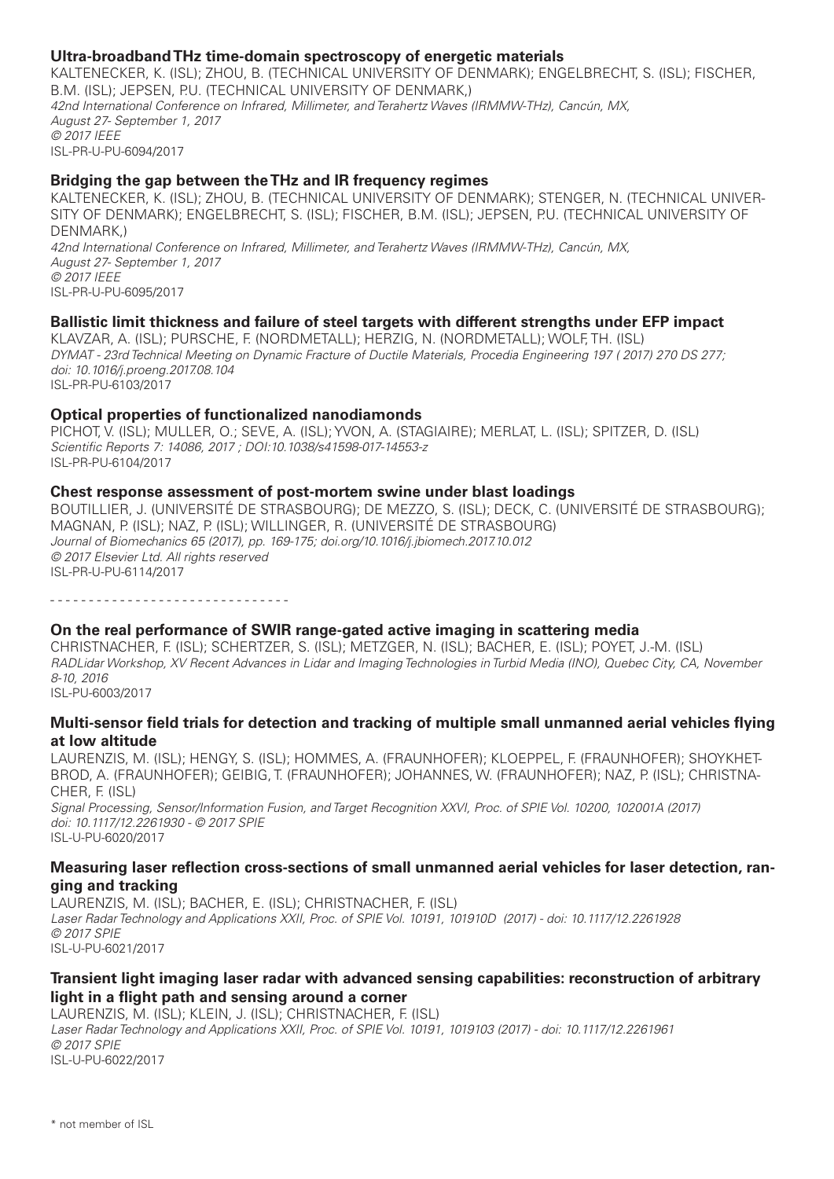**Ultra-broadband THz time-domain spectroscopy of energetic materials**
KALTENECKER, K. (ISL); ZHOU, B. (TECHNICAL UNIVERSITY OF DENMARK); ENGELBRECHT, S. (ISL); FISCHER, B.M. (ISL); JEPSEN, P.U. (TECHNICAL UNIVERSITY OF DENMARK,)
*42nd International Conference on Infrared, Millimeter, and Terahertz Waves (IRMMW-THz), Cancún, MX, August 27- September 1, 2017*
*© 2017 IEEE*
ISL-PR-U-PU-6094/2017

**Bridging the gap between the THz and IR frequency regimes**
KALTENECKER, K. (ISL); ZHOU, B. (TECHNICAL UNIVERSITY OF DENMARK); STENGER, N. (TECHNICAL UNIVERSITY OF DENMARK); ENGELBRECHT, S. (ISL); FISCHER, B.M. (ISL); JEPSEN, P.U. (TECHNICAL UNIVERSITY OF DENMARK,)
*42nd International Conference on Infrared, Millimeter, and Terahertz Waves (IRMMW-THz), Cancún, MX, August 27- September 1, 2017*
*© 2017 IEEE*
ISL-PR-U-PU-6095/2017

**Ballistic limit thickness and failure of steel targets with different strengths under EFP impact**
KLAVZAR, A. (ISL); PURSCHE, F. (NORDMETALL); HERZIG, N. (NORDMETALL); WOLF, TH. (ISL)
*DYMAT - 23rd Technical Meeting on Dynamic Fracture of Ductile Materials, Procedia Engineering 197 ( 2017) 270 DS 277; doi: 10.1016/j.proeng.2017.08.104*
ISL-PR-PU-6103/2017

**Optical properties of functionalized nanodiamonds**
PICHOT, V. (ISL); MULLER, O.; SEVE, A. (ISL); YVON, A. (STAGIAIRE); MERLAT, L. (ISL); SPITZER, D. (ISL)
*Scientific Reports 7: 14086, 2017 ; DOI:10.1038/s41598-017-14553-z*
ISL-PR-PU-6104/2017

**Chest response assessment of post-mortem swine under blast loadings**
BOUTILLIER, J. (UNIVERSITÉ DE STRASBOURG); DE MEZZO, S. (ISL); DECK, C. (UNIVERSITÉ DE STRASBOURG); MAGNAN, P. (ISL); NAZ, P. (ISL); WILLINGER, R. (UNIVERSITÉ DE STRASBOURG)
*Journal of Biomechanics 65 (2017), pp. 169-175; doi.org/10.1016/j.jbiomech.2017.10.012*
*© 2017 Elsevier Ltd. All rights reserved*
ISL-PR-U-PU-6114/2017

- - - - - - - - - - - - - - - - - - - - - - - - - - - - - -

**On the real performance of SWIR range-gated active imaging in scattering media**
CHRISTNACHER, F. (ISL); SCHERTZER, S. (ISL); METZGER, N. (ISL); BACHER, E. (ISL); POYET, J.-M. (ISL)
*RADLidar Workshop, XV Recent Advances in Lidar and Imaging Technologies in Turbid Media (INO), Quebec City, CA, November 8-10, 2016*
ISL-PU-6003/2017

**Multi-sensor field trials for detection and tracking of multiple small unmanned aerial vehicles flying at low altitude**
LAURENZIS, M. (ISL); HENGY, S. (ISL); HOMMES, A. (FRAUNHOFER); KLOEPPEL, F. (FRAUNHOFER); SHOYKHETBROD, A. (FRAUNHOFER); GEIBIG, T. (FRAUNHOFER); JOHANNES, W. (FRAUNHOFER); NAZ, P. (ISL); CHRISTNACHER, F. (ISL)
*Signal Processing, Sensor/Information Fusion, and Target Recognition XXVI, Proc. of SPIE Vol. 10200, 102001A (2017) doi: 10.1117/12.2261930 - © 2017 SPIE*
ISL-U-PU-6020/2017

**Measuring laser reflection cross-sections of small unmanned aerial vehicles for laser detection, ranging and tracking**
LAURENZIS, M. (ISL); BACHER, E. (ISL); CHRISTNACHER, F. (ISL)
*Laser Radar Technology and Applications XXII, Proc. of SPIE Vol. 10191, 101910D (2017) - doi: 10.1117/12.2261928*
*© 2017 SPIE*
ISL-U-PU-6021/2017

**Transient light imaging laser radar with advanced sensing capabilities: reconstruction of arbitrary light in a flight path and sensing around a corner**
LAURENZIS, M. (ISL); KLEIN, J. (ISL); CHRISTNACHER, F. (ISL)
*Laser Radar Technology and Applications XXII, Proc. of SPIE Vol. 10191, 1019103 (2017) - doi: 10.1117/12.2261961*
*© 2017 SPIE*
ISL-U-PU-6022/2017

\* not member of ISL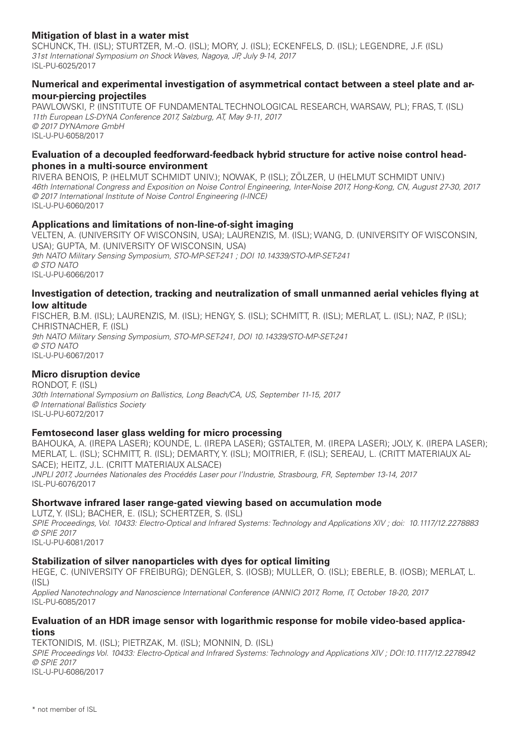**Mitigation of blast in a water mist**

SCHUNCK, TH. (ISL); STURTZER, M.-O. (ISL); MORY, J. (ISL); ECKENFELS, D. (ISL); LEGENDRE, J.F. (ISL)
*31st International Symposium on Shock Waves, Nagoya, JP, July 9-14, 2017*
ISL-PU-6025/2017

**Numerical and experimental investigation of asymmetrical contact between a steel plate and armour-piercing projectiles**

PAWLOWSKI, P. (INSTITUTE OF FUNDAMENTAL TECHNOLOGICAL RESEARCH, WARSAW, PL); FRAS, T. (ISL)
*11th European LS-DYNA Conference 2017, Salzburg, AT, May 9-11, 2017*
*© 2017 DYNAmore GmbH*
ISL-U-PU-6058/2017

**Evaluation of a decoupled feedforward-feedback hybrid structure for active noise control headphones in a multi-source environment**

RIVERA BENOIS, P. (HELMUT SCHMIDT UNIV.); NOWAK, P. (ISL); ZÖLZER, U (HELMUT SCHMIDT UNIV.)
*46th International Congress and Exposition on Noise Control Engineering, Inter-Noise 2017, Hong-Kong, CN, August 27-30, 2017*
*© 2017 International Institute of Noise Control Engineering (I-INCE)*
ISL-U-PU-6060/2017

**Applications and limitations of non-line-of-sight imaging**

VELTEN, A. (UNIVERSITY OF WISCONSIN, USA); LAURENZIS, M. (ISL); WANG, D. (UNIVERSITY OF WISCONSIN, USA); GUPTA, M. (UNIVERSITY OF WISCONSIN, USA)
*9th NATO Military Sensing Symposium, STO-MP-SET-241 ; DOI 10.14339/STO-MP-SET-241*
*© STO NATO*
ISL-U-PU-6066/2017

**Investigation of detection, tracking and neutralization of small unmanned aerial vehicles flying at low altitude**

FISCHER, B.M. (ISL); LAURENZIS, M. (ISL); HENGY, S. (ISL); SCHMITT, R. (ISL); MERLAT, L. (ISL); NAZ, P. (ISL); CHRISTNACHER, F. (ISL)
*9th NATO Military Sensing Symposium, STO-MP-SET-241, DOI 10.14339/STO-MP-SET-241*
*© STO NATO*
ISL-U-PU-6067/2017

**Micro disruption device**

RONDOT, F. (ISL)
*30th International Symposium on Ballistics, Long Beach/CA, US, September 11-15, 2017*
*© International Ballistics Society*
ISL-U-PU-6072/2017

**Femtosecond laser glass welding for micro processing**

BAHOUKA, A. (IREPA LASER); KOUNDE, L. (IREPA LASER); GSTALTER, M. (IREPA LASER); JOLY, K. (IREPA LASER); MERLAT, L. (ISL); SCHMITT, R. (ISL); DEMARTY, Y. (ISL); MOITRIER, F. (ISL); SEREAU, L. (CRITT MATERIAUX ALSACE); HEITZ, J.L. (CRITT MATERIAUX ALSACE)
*JNPLI 2017, Journées Nationales des Procédés Laser pour l'Industrie, Strasbourg, FR, September 13-14, 2017*
ISL-PU-6076/2017

**Shortwave infrared laser range-gated viewing based on accumulation mode**

LUTZ, Y. (ISL); BACHER, E. (ISL); SCHERTZER, S. (ISL)
*SPIE Proceedings, Vol. 10433: Electro-Optical and Infrared Systems: Technology and Applications XIV ; doi: 10.1117/12.2278883*
*© SPIE 2017*
ISL-U-PU-6081/2017

**Stabilization of silver nanoparticles with dyes for optical limiting**

HEGE, C. (UNIVERSITY OF FREIBURG); DENGLER, S. (IOSB); MULLER, O. (ISL); EBERLE, B. (IOSB); MERLAT, L. (ISL)
*Applied Nanotechnology and Nanoscience International Conference (ANNIC) 2017, Rome, IT, October 18-20, 2017*
ISL-PU-6085/2017

**Evaluation of an HDR image sensor with logarithmic response for mobile video-based applications**

TEKTONIDIS, M. (ISL); PIETRZAK, M. (ISL); MONNIN, D. (ISL)
*SPIE Proceedings Vol. 10433: Electro-Optical and Infrared Systems: Technology and Applications XIV ; DOI:10.1117/12.2278942*
*© SPIE 2017*
ISL-U-PU-6086/2017

\* not member of ISL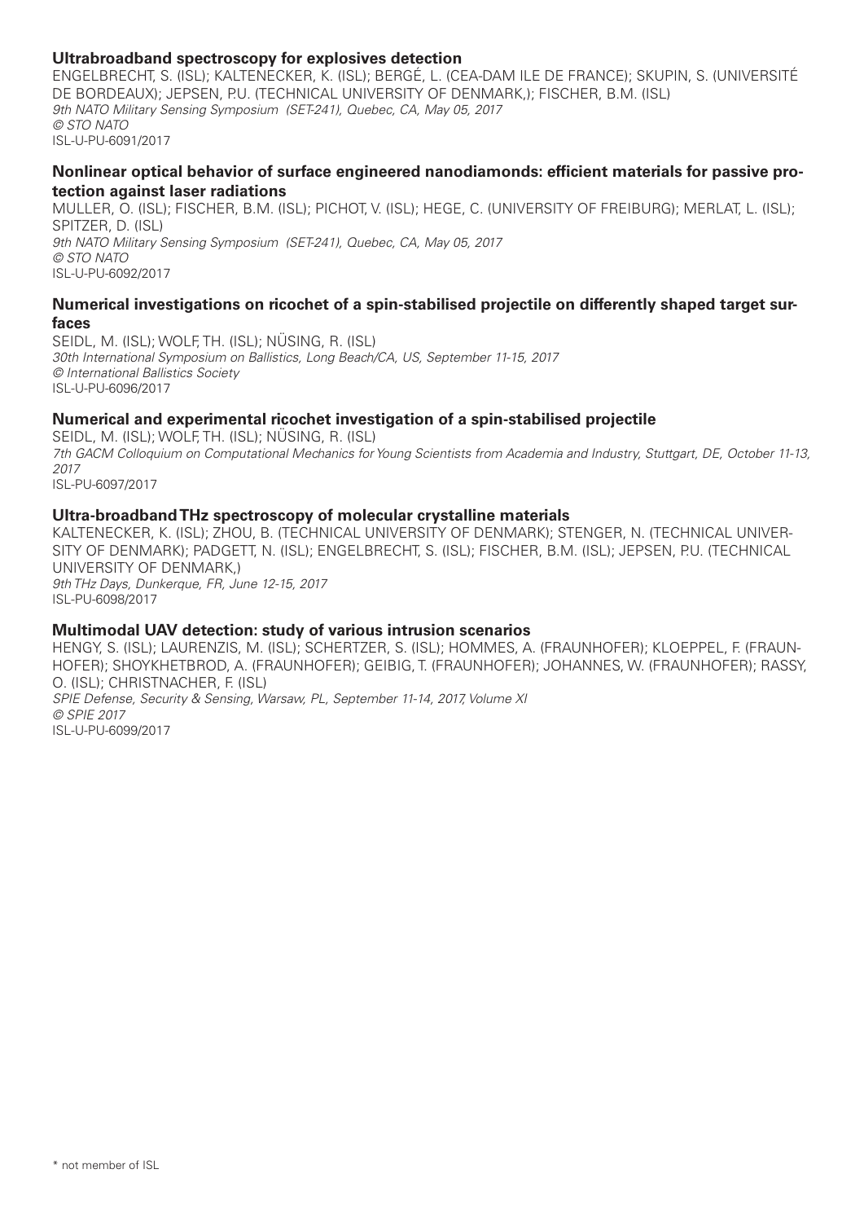**Ultrabroadband spectroscopy for explosives detection**

ENGELBRECHT, S. (ISL); KALTENECKER, K. (ISL); BERGÉ, L. (CEA-DAM ILE DE FRANCE); SKUPIN, S. (UNIVERSITÉ DE BORDEAUX); JEPSEN, P.U. (TECHNICAL UNIVERSITY OF DENMARK,); FISCHER, B.M. (ISL)
*9th NATO Military Sensing Symposium (SET-241), Quebec, CA, May 05, 2017*
*© STO NATO*
ISL-U-PU-6091/2017

**Nonlinear optical behavior of surface engineered nanodiamonds: efficient materials for passive protection against laser radiations**

MULLER, O. (ISL); FISCHER, B.M. (ISL); PICHOT, V. (ISL); HEGE, C. (UNIVERSITY OF FREIBURG); MERLAT, L. (ISL); SPITZER, D. (ISL)
*9th NATO Military Sensing Symposium (SET-241), Quebec, CA, May 05, 2017*
*© STO NATO*
ISL-U-PU-6092/2017

**Numerical investigations on ricochet of a spin-stabilised projectile on differently shaped target surfaces**

SEIDL, M. (ISL); WOLF, TH. (ISL); NÜSING, R. (ISL)
*30th International Symposium on Ballistics, Long Beach/CA, US, September 11-15, 2017*
*© International Ballistics Society*
ISL-U-PU-6096/2017

**Numerical and experimental ricochet investigation of a spin-stabilised projectile**

SEIDL, M. (ISL); WOLF, TH. (ISL); NÜSING, R. (ISL)
*7th GACM Colloquium on Computational Mechanics for Young Scientists from Academia and Industry, Stuttgart, DE, October 11-13, 2017*
ISL-PU-6097/2017

**Ultra-broadband THz spectroscopy of molecular crystalline materials**

KALTENECKER, K. (ISL); ZHOU, B. (TECHNICAL UNIVERSITY OF DENMARK); STENGER, N. (TECHNICAL UNIVERSITY OF DENMARK); PADGETT, N. (ISL); ENGELBRECHT, S. (ISL); FISCHER, B.M. (ISL); JEPSEN, P.U. (TECHNICAL UNIVERSITY OF DENMARK,)
*9th THz Days, Dunkerque, FR, June 12-15, 2017*
ISL-PU-6098/2017

**Multimodal UAV detection: study of various intrusion scenarios**

HENGY, S. (ISL); LAURENZIS, M. (ISL); SCHERTZER, S. (ISL); HOMMES, A. (FRAUNHOFER); KLOEPPEL, F. (FRAUNHOFER); SHOYKHETBROD, A. (FRAUNHOFER); GEIBIG, T. (FRAUNHOFER); JOHANNES, W. (FRAUNHOFER); RASSY, O. (ISL); CHRISTNACHER, F. (ISL)
*SPIE Defense, Security & Sensing, Warsaw, PL, September 11-14, 2017, Volume XI*
*© SPIE 2017*
ISL-U-PU-6099/2017

\* not member of ISL